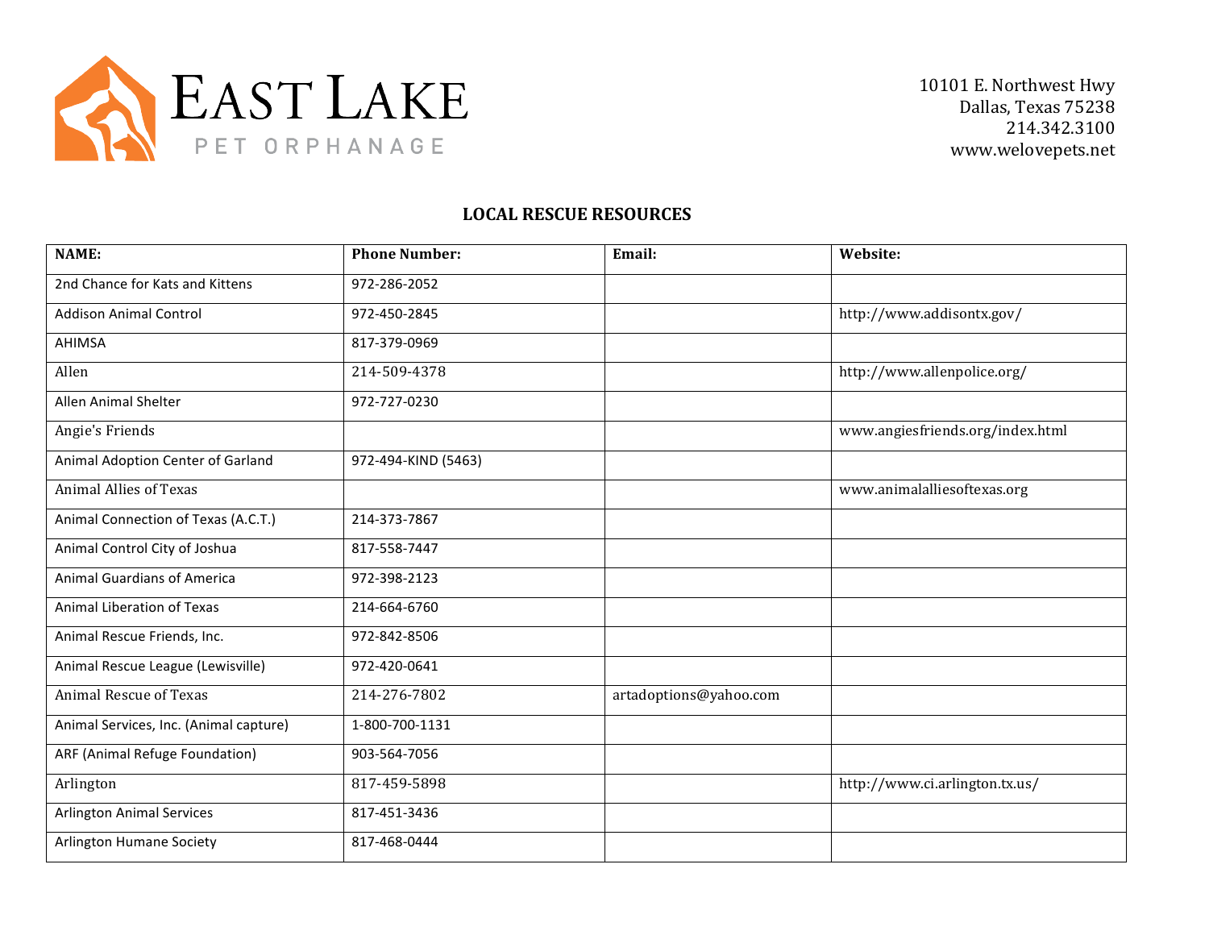# EAST LAKE PET ORPHANAGE

10101 E. Northwest Hwy
Dallas, Texas 75238
214.342.3100
www.welovepets.net

## LOCAL RESCUE RESOURCES

| NAME: | Phone Number: | Email: | Website: |
|---|---|---|---|
| 2nd Chance for Kats and Kittens | 972-286-2052 | | |
| Addison Animal Control | 972-450-2845 | | http://www.addisontx.gov/ |
| AHIMSA | 817-379-0969 | | |
| Allen | 214-509-4378 | | http://www.allenpolice.org/ |
| Allen Animal Shelter | 972-727-0230 | | |
| Angie's Friends | | | www.angiesfriends.org/index.html |
| Animal Adoption Center of Garland | 972-494-KIND (5463) | | |
| Animal Allies of Texas | | | www.animalalliesoftexas.org |
| Animal Connection of Texas (A.C.T.) | 214-373-7867 | | |
| Animal Control City of Joshua | 817-558-7447 | | |
| Animal Guardians of America | 972-398-2123 | | |
| Animal Liberation of Texas | 214-664-6760 | | |
| Animal Rescue Friends, Inc. | 972-842-8506 | | |
| Animal Rescue League (Lewisville) | 972-420-0641 | | |
| Animal Rescue of Texas | 214-276-7802 | artadoptions@yahoo.com | |
| Animal Services, Inc. (Animal capture) | 1-800-700-1131 | | |
| ARF (Animal Refuge Foundation) | 903-564-7056 | | |
| Arlington | 817-459-5898 | | http://www.ci.arlington.tx.us/ |
| Arlington Animal Services | 817-451-3436 | | |
| Arlington Humane Society | 817-468-0444 | | |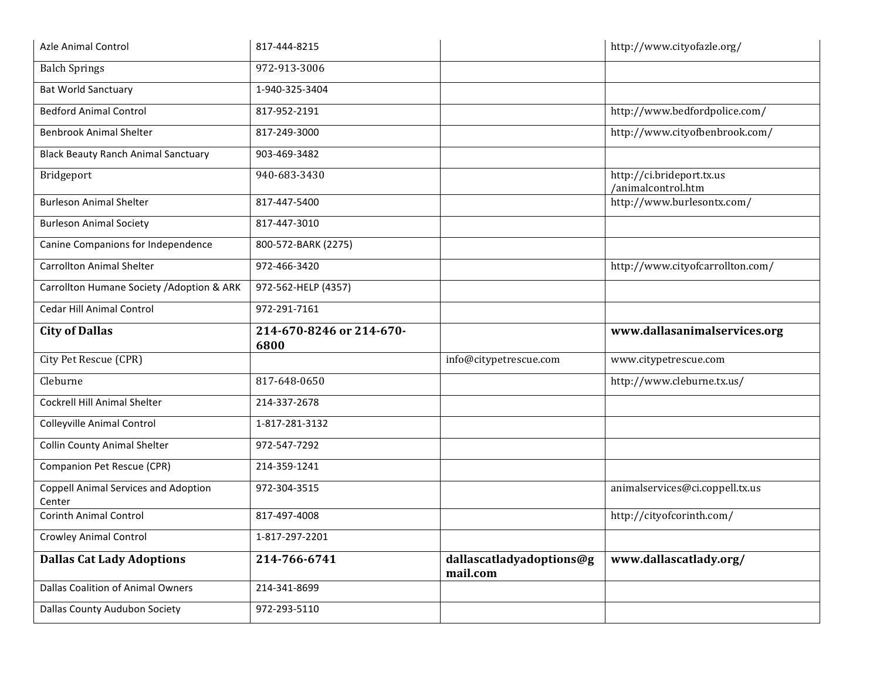| Azle Animal Control | 817-444-8215 | | http://www.cityofazle.org/ |
|---|---|---|---|
| Balch Springs | 972-913-3006 | | |
| Bat World Sanctuary | 1-940-325-3404 | | |
| Bedford Animal Control | 817-952-2191 | | http://www.bedfordpolice.com/ |
| Benbrook Animal Shelter | 817-249-3000 | | http://www.cityofbenbrook.com/ |
| Black Beauty Ranch Animal Sanctuary | 903-469-3482 | | |
| Bridgeport | 940-683-3430 | | http://ci.brideport.tx.us /animalcontrol.htm |
| Burleson Animal Shelter | 817-447-5400 | | http://www.burlesontx.com/ |
| Burleson Animal Society | 817-447-3010 | | |
| Canine Companions for Independence | 800-572-BARK (2275) | | |
| Carrollton Animal Shelter | 972-466-3420 | | http://www.cityofcarrollton.com/ |
| Carrollton Humane Society /Adoption & ARK | 972-562-HELP (4357) | | |
| Cedar Hill Animal Control | 972-291-7161 | | |
| **City of Dallas** | **214-670-8246 or 214-670-6800** | | **www.dallasanimalservices.org** |
| City Pet Rescue (CPR) | | info@citypetrescue.com | www.citypetrescue.com |
| Cleburne | 817-648-0650 | | http://www.cleburne.tx.us/ |
| Cockrell Hill Animal Shelter | 214-337-2678 | | |
| Colleyville Animal Control | 1-817-281-3132 | | |
| Collin County Animal Shelter | 972-547-7292 | | |
| Companion Pet Rescue (CPR) | 214-359-1241 | | |
| Coppell Animal Services and Adoption Center | 972-304-3515 | | animalservices@ci.coppell.tx.us |
| Corinth Animal Control | 817-497-4008 | | http://cityofcorinth.com/ |
| Crowley Animal Control | 1-817-297-2201 | | |
| **Dallas Cat Lady Adoptions** | **214-766-6741** | **dallascatladyadoptions@gmail.com** | **www.dallascatlady.org/** |
| Dallas Coalition of Animal Owners | 214-341-8699 | | |
| Dallas County Audubon Society | 972-293-5110 | | |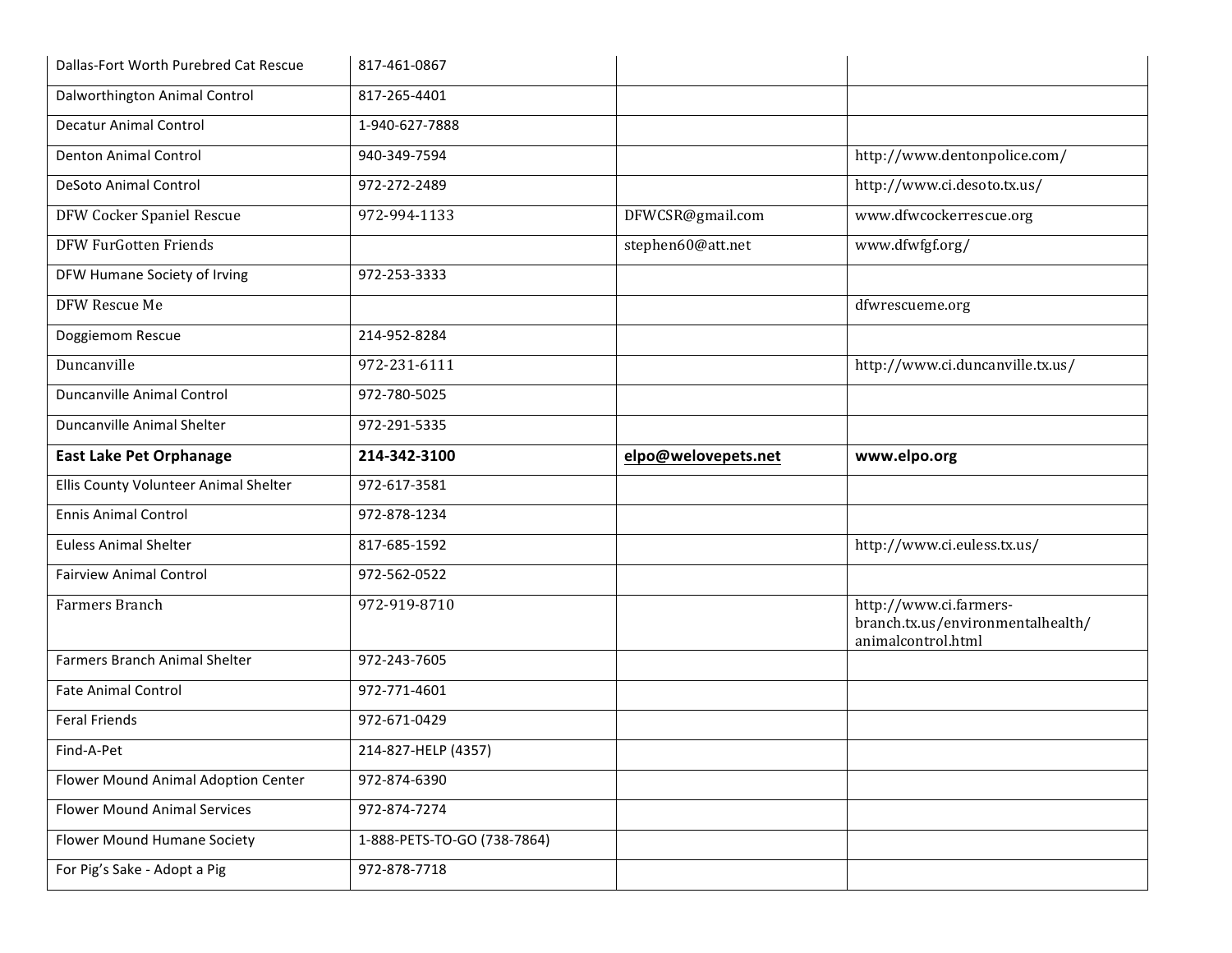| | | | |
|---|---|---|---|
| Dallas-Fort Worth Purebred Cat Rescue | 817-461-0867 | | |
| Dalworthington Animal Control | 817-265-4401 | | |
| Decatur Animal Control | 1-940-627-7888 | | |
| Denton Animal Control | 940-349-7594 | | http://www.dentonpolice.com/ |
| DeSoto Animal Control | 972-272-2489 | | http://www.ci.desoto.tx.us/ |
| DFW Cocker Spaniel Rescue | 972-994-1133 | DFWCSR@gmail.com | www.dfwcockerrescue.org |
| DFW FurGotten Friends | | stephen60@att.net | www.dfwfgf.org/ |
| DFW Humane Society of Irving | 972-253-3333 | | |
| DFW Rescue Me | | | dfwrescueme.org |
| Doggiemom Rescue | 214-952-8284 | | |
| Duncanville | 972-231-6111 | | http://www.ci.duncanville.tx.us/ |
| Duncanville Animal Control | 972-780-5025 | | |
| Duncanville Animal Shelter | 972-291-5335 | | |
| **East Lake Pet Orphanage** | **214-342-3100** | **elpo@welovepets.net** | **www.elpo.org** |
| Ellis County Volunteer Animal Shelter | 972-617-3581 | | |
| Ennis Animal Control | 972-878-1234 | | |
| Euless Animal Shelter | 817-685-1592 | | http://www.ci.euless.tx.us/ |
| Fairview Animal Control | 972-562-0522 | | |
| Farmers Branch | 972-919-8710 | | http://www.ci.farmers-branch.tx.us/environmentalhealth/animalcontrol.html |
| Farmers Branch Animal Shelter | 972-243-7605 | | |
| Fate Animal Control | 972-771-4601 | | |
| Feral Friends | 972-671-0429 | | |
| Find-A-Pet | 214-827-HELP (4357) | | |
| Flower Mound Animal Adoption Center | 972-874-6390 | | |
| Flower Mound Animal Services | 972-874-7274 | | |
| Flower Mound Humane Society | 1-888-PETS-TO-GO (738-7864) | | |
| For Pig's Sake - Adopt a Pig | 972-878-7718 | | |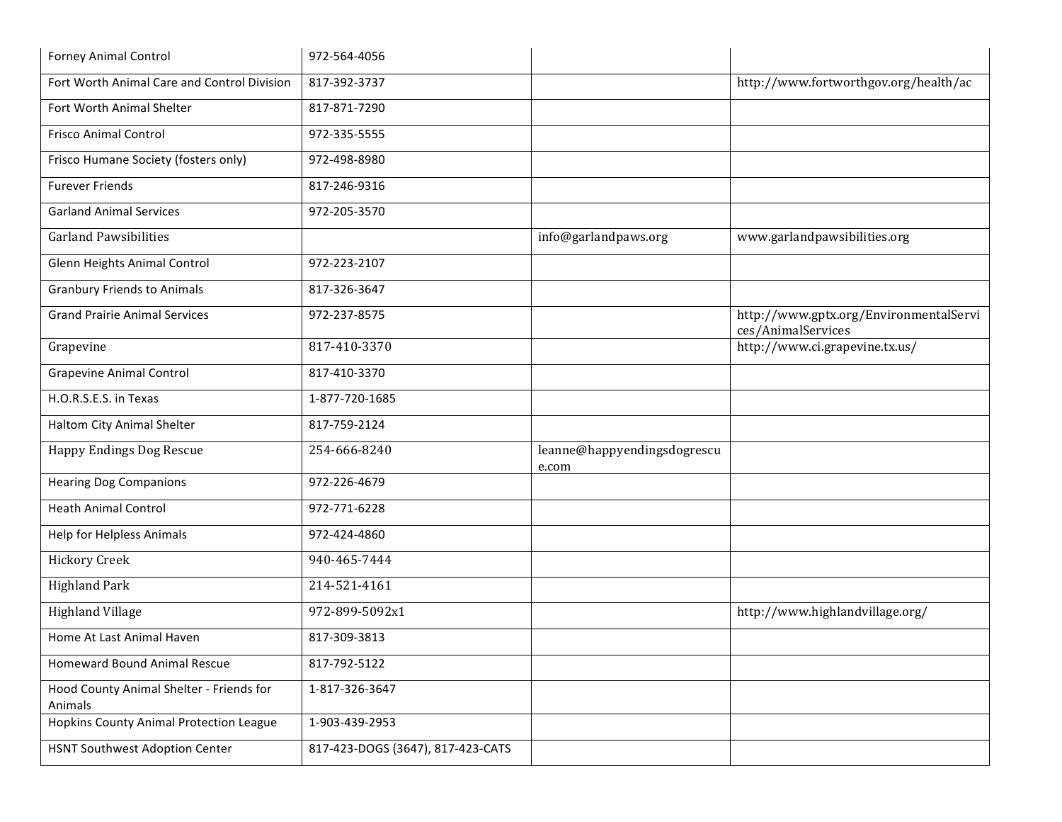| Forney Animal Control | 972-564-4056 | | |
|---|---|---|---|
| Fort Worth Animal Care and Control Division | 817-392-3737 | | http://www.fortworthgov.org/health/ac |
| Fort Worth Animal Shelter | 817-871-7290 | | |
| Frisco Animal Control | 972-335-5555 | | |
| Frisco Humane Society (fosters only) | 972-498-8980 | | |
| Furever Friends | 817-246-9316 | | |
| Garland Animal Services | 972-205-3570 | | |
| Garland Pawsibilities | | info@garlandpaws.org | www.garlandpawsibilities.org |
| Glenn Heights Animal Control | 972-223-2107 | | |
| Granbury Friends to Animals | 817-326-3647 | | |
| Grand Prairie Animal Services | 972-237-8575 | | http://www.gptx.org/EnvironmentalServices/AnimalServices |
| Grapevine | 817-410-3370 | | http://www.ci.grapevine.tx.us/ |
| Grapevine Animal Control | 817-410-3370 | | |
| H.O.R.S.E.S. in Texas | 1-877-720-1685 | | |
| Haltom City Animal Shelter | 817-759-2124 | | |
| Happy Endings Dog Rescue | 254-666-8240 | leanne@happyendingsdogrescue.com | |
| Hearing Dog Companions | 972-226-4679 | | |
| Heath Animal Control | 972-771-6228 | | |
| Help for Helpless Animals | 972-424-4860 | | |
| Hickory Creek | 940-465-7444 | | |
| Highland Park | 214-521-4161 | | |
| Highland Village | 972-899-5092x1 | | http://www.highlandvillage.org/ |
| Home At Last Animal Haven | 817-309-3813 | | |
| Homeward Bound Animal Rescue | 817-792-5122 | | |
| Hood County Animal Shelter - Friends for Animals | 1-817-326-3647 | | |
| Hopkins County Animal Protection League | 1-903-439-2953 | | |
| HSNT Southwest Adoption Center | 817-423-DOGS (3647), 817-423-CATS | | |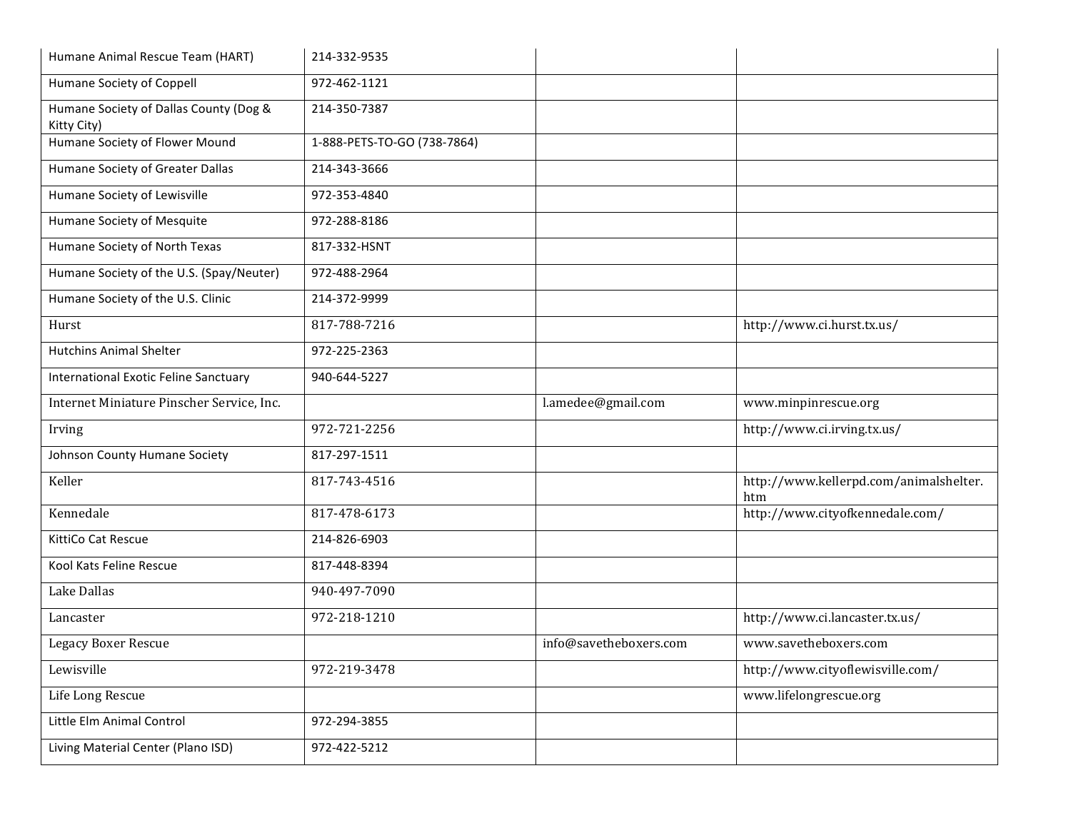| | | | |
|---|---|---|---|
| Humane Animal Rescue Team (HART) | 214-332-9535 | | |
| Humane Society of Coppell | 972-462-1121 | | |
| Humane Society of Dallas County (Dog & Kitty City) | 214-350-7387 | | |
| Humane Society of Flower Mound | 1-888-PETS-TO-GO (738-7864) | | |
| Humane Society of Greater Dallas | 214-343-3666 | | |
| Humane Society of Lewisville | 972-353-4840 | | |
| Humane Society of Mesquite | 972-288-8186 | | |
| Humane Society of North Texas | 817-332-HSNT | | |
| Humane Society of the U.S. (Spay/Neuter) | 972-488-2964 | | |
| Humane Society of the U.S. Clinic | 214-372-9999 | | |
| Hurst | 817-788-7216 | | http://www.ci.hurst.tx.us/ |
| Hutchins Animal Shelter | 972-225-2363 | | |
| International Exotic Feline Sanctuary | 940-644-5227 | | |
| Internet Miniature Pinscher Service, Inc. | | l.amedee@gmail.com | www.minpinrescue.org |
| Irving | 972-721-2256 | | http://www.ci.irving.tx.us/ |
| Johnson County Humane Society | 817-297-1511 | | |
| Keller | 817-743-4516 | | http://www.kellerpd.com/animalshelter.htm |
| Kennedale | 817-478-6173 | | http://www.cityofkennedale.com/ |
| KittiCo Cat Rescue | 214-826-6903 | | |
| Kool Kats Feline Rescue | 817-448-8394 | | |
| Lake Dallas | 940-497-7090 | | |
| Lancaster | 972-218-1210 | | http://www.ci.lancaster.tx.us/ |
| Legacy Boxer Rescue | | info@savetheboxers.com | www.savetheboxers.com |
| Lewisville | 972-219-3478 | | http://www.cityoflewisville.com/ |
| Life Long Rescue | | | www.lifelongrescue.org |
| Little Elm Animal Control | 972-294-3855 | | |
| Living Material Center (Plano ISD) | 972-422-5212 | | |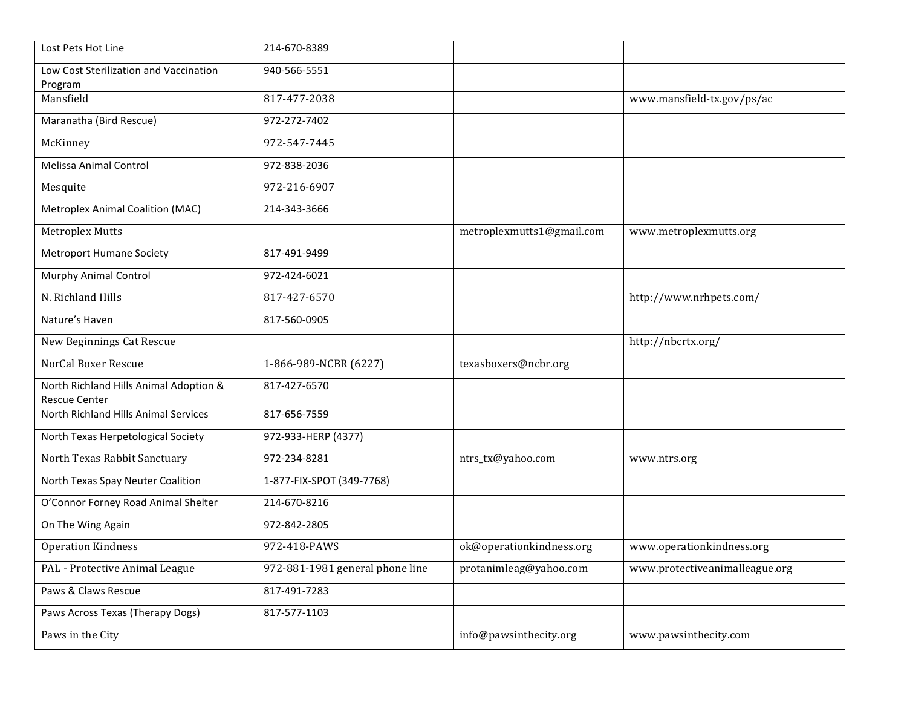| | | | |
|---|---|---|---|
| Lost Pets Hot Line | 214-670-8389 | | |
| Low Cost Sterilization and Vaccination Program | 940-566-5551 | | |
| Mansfield | 817-477-2038 | | www.mansfield-tx.gov/ps/ac |
| Maranatha (Bird Rescue) | 972-272-7402 | | |
| McKinney | 972-547-7445 | | |
| Melissa Animal Control | 972-838-2036 | | |
| Mesquite | 972-216-6907 | | |
| Metroplex Animal Coalition (MAC) | 214-343-3666 | | |
| Metroplex Mutts | | metroplexmutts1@gmail.com | www.metroplexmutts.org |
| Metroport Humane Society | 817-491-9499 | | |
| Murphy Animal Control | 972-424-6021 | | |
| N. Richland Hills | 817-427-6570 | | http://www.nrhpets.com/ |
| Nature's Haven | 817-560-0905 | | |
| New Beginnings Cat Rescue | | | http://nbcrtx.org/ |
| NorCal Boxer Rescue | 1-866-989-NCBR (6227) | texasboxers@ncbr.org | |
| North Richland Hills Animal Adoption & Rescue Center | 817-427-6570 | | |
| North Richland Hills Animal Services | 817-656-7559 | | |
| North Texas Herpetological Society | 972-933-HERP (4377) | | |
| North Texas Rabbit Sanctuary | 972-234-8281 | ntrs_tx@yahoo.com | www.ntrs.org |
| North Texas Spay Neuter Coalition | 1-877-FIX-SPOT (349-7768) | | |
| O'Connor Forney Road Animal Shelter | 214-670-8216 | | |
| On The Wing Again | 972-842-2805 | | |
| Operation Kindness | 972-418-PAWS | ok@operationkindness.org | www.operationkindness.org |
| PAL - Protective Animal League | 972-881-1981 general phone line | protanimleag@yahoo.com | www.protectiveanimalleague.org |
| Paws & Claws Rescue | 817-491-7283 | | |
| Paws Across Texas (Therapy Dogs) | 817-577-1103 | | |
| Paws in the City | | info@pawsinthecity.org | www.pawsinthecity.com |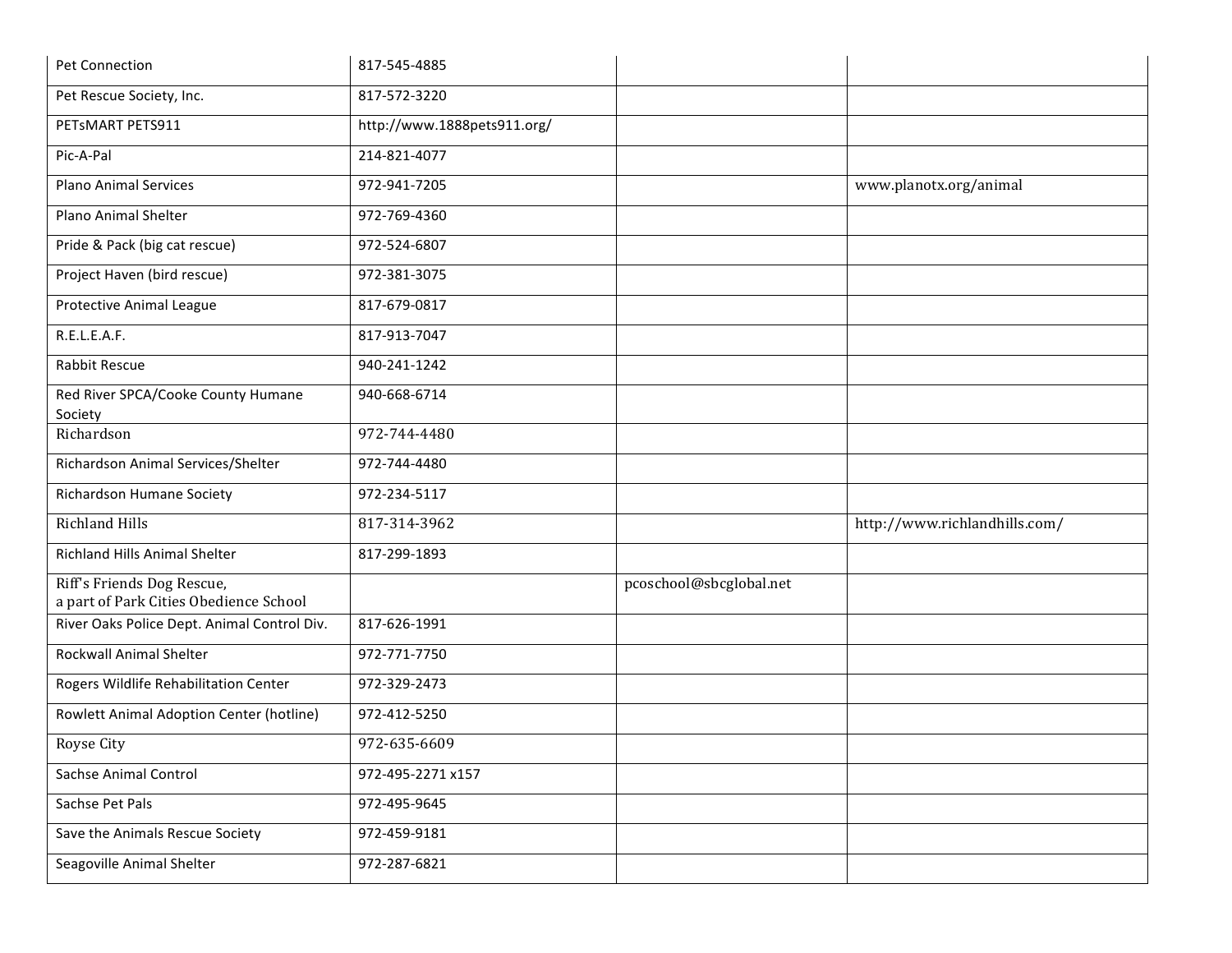| | | | |
|---|---|---|---|
| Pet Connection | 817-545-4885 | | |
| Pet Rescue Society, Inc. | 817-572-3220 | | |
| PETsMART PETS911 | http://www.1888pets911.org/ | | |
| Pic-A-Pal | 214-821-4077 | | |
| Plano Animal Services | 972-941-7205 | | www.planotx.org/animal |
| Plano Animal Shelter | 972-769-4360 | | |
| Pride & Pack (big cat rescue) | 972-524-6807 | | |
| Project Haven (bird rescue) | 972-381-3075 | | |
| Protective Animal League | 817-679-0817 | | |
| R.E.L.E.A.F. | 817-913-7047 | | |
| Rabbit Rescue | 940-241-1242 | | |
| Red River SPCA/Cooke County Humane Society | 940-668-6714 | | |
| Richardson | 972-744-4480 | | |
| Richardson Animal Services/Shelter | 972-744-4480 | | |
| Richardson Humane Society | 972-234-5117 | | |
| Richland Hills | 817-314-3962 | | http://www.richlandhills.com/ |
| Richland Hills Animal Shelter | 817-299-1893 | | |
| Riff's Friends Dog Rescue, a part of Park Cities Obedience School | | pcoschool@sbcglobal.net | |
| River Oaks Police Dept. Animal Control Div. | 817-626-1991 | | |
| Rockwall Animal Shelter | 972-771-7750 | | |
| Rogers Wildlife Rehabilitation Center | 972-329-2473 | | |
| Rowlett Animal Adoption Center (hotline) | 972-412-5250 | | |
| Royse City | 972-635-6609 | | |
| Sachse Animal Control | 972-495-2271 x157 | | |
| Sachse Pet Pals | 972-495-9645 | | |
| Save the Animals Rescue Society | 972-459-9181 | | |
| Seagoville Animal Shelter | 972-287-6821 | | |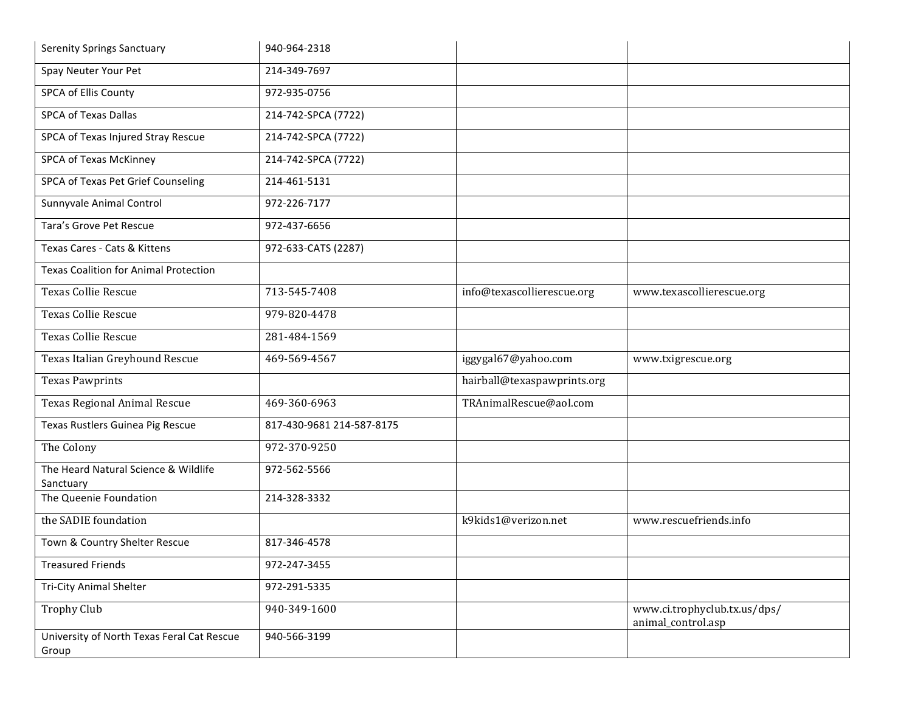| | | | |
|---|---|---|---|
| Serenity Springs Sanctuary | 940-964-2318 | | |
| Spay Neuter Your Pet | 214-349-7697 | | |
| SPCA of Ellis County | 972-935-0756 | | |
| SPCA of Texas Dallas | 214-742-SPCA (7722) | | |
| SPCA of Texas Injured Stray Rescue | 214-742-SPCA (7722) | | |
| SPCA of Texas McKinney | 214-742-SPCA (7722) | | |
| SPCA of Texas Pet Grief Counseling | 214-461-5131 | | |
| Sunnyvale Animal Control | 972-226-7177 | | |
| Tara's Grove Pet Rescue | 972-437-6656 | | |
| Texas Cares - Cats & Kittens | 972-633-CATS (2287) | | |
| Texas Coalition for Animal Protection | | | |
| Texas Collie Rescue | 713-545-7408 | info@texascollierescue.org | www.texascollierescue.org |
| Texas Collie Rescue | 979-820-4478 | | |
| Texas Collie Rescue | 281-484-1569 | | |
| Texas Italian Greyhound Rescue | 469-569-4567 | iggygal67@yahoo.com | www.txigrescue.org |
| Texas Pawprints | | hairball@texaspawprints.org | |
| Texas Regional Animal Rescue | 469-360-6963 | TRAnimalRescue@aol.com | |
| Texas Rustlers Guinea Pig Rescue | 817-430-9681 214-587-8175 | | |
| The Colony | 972-370-9250 | | |
| The Heard Natural Science & Wildlife Sanctuary | 972-562-5566 | | |
| The Queenie Foundation | 214-328-3332 | | |
| the SADIE foundation | | k9kids1@verizon.net | www.rescuefriends.info |
| Town & Country Shelter Rescue | 817-346-4578 | | |
| Treasured Friends | 972-247-3455 | | |
| Tri-City Animal Shelter | 972-291-5335 | | |
| Trophy Club | 940-349-1600 | | www.ci.trophyclub.tx.us/dps/animal_control.asp |
| University of North Texas Feral Cat Rescue Group | 940-566-3199 | | |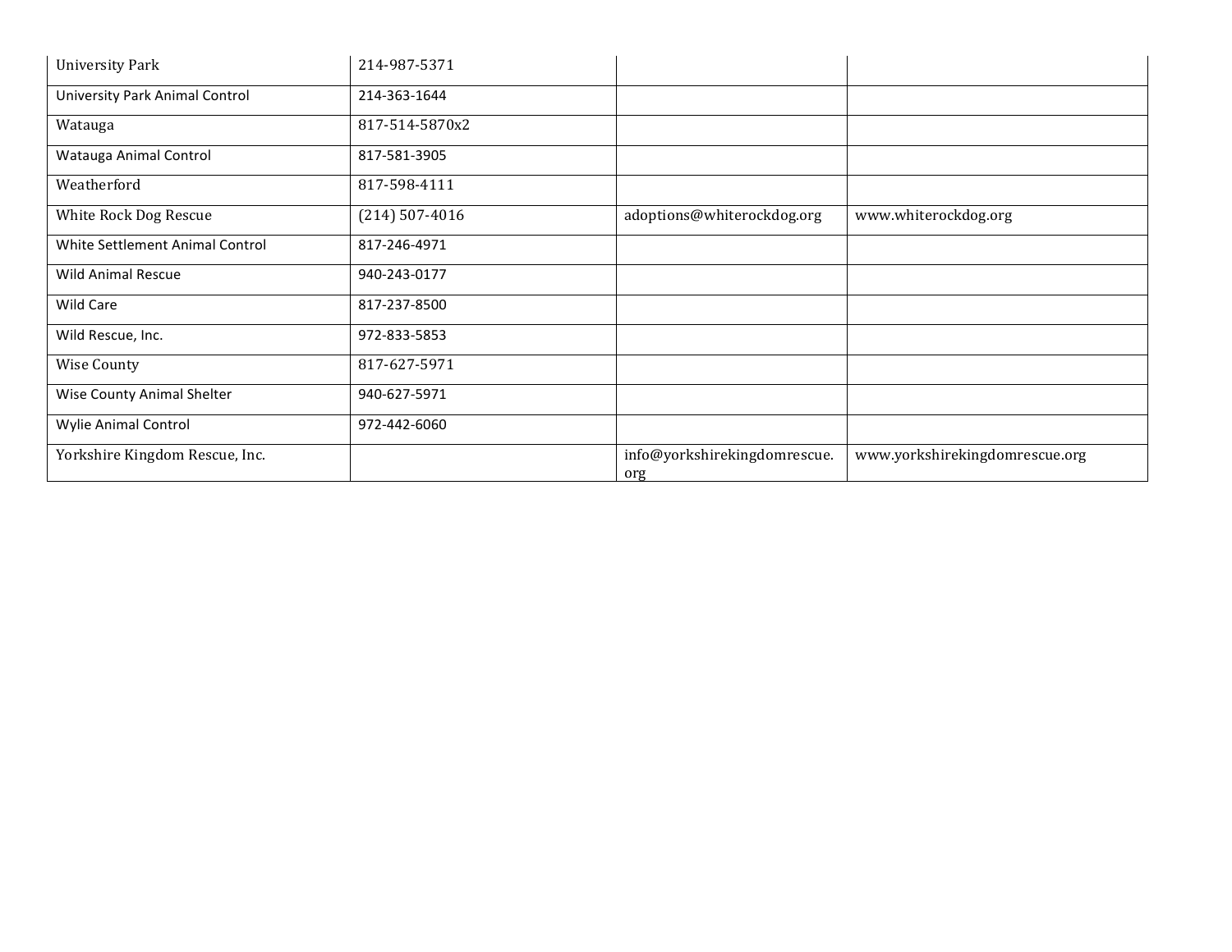| | | | |
|---|---|---|---|
| University Park | 214-987-5371 | | |
| University Park Animal Control | 214-363-1644 | | |
| Watauga | 817-514-5870x2 | | |
| Watauga Animal Control | 817-581-3905 | | |
| Weatherford | 817-598-4111 | | |
| White Rock Dog Rescue | (214) 507-4016 | adoptions@whiterockdog.org | www.whiterockdog.org |
| White Settlement Animal Control | 817-246-4971 | | |
| Wild Animal Rescue | 940-243-0177 | | |
| Wild Care | 817-237-8500 | | |
| Wild Rescue, Inc. | 972-833-5853 | | |
| Wise County | 817-627-5971 | | |
| Wise County Animal Shelter | 940-627-5971 | | |
| Wylie Animal Control | 972-442-6060 | | |
| Yorkshire Kingdom Rescue, Inc. | | info@yorkshirekingdomrescue.org | www.yorkshirekingdomrescue.org |